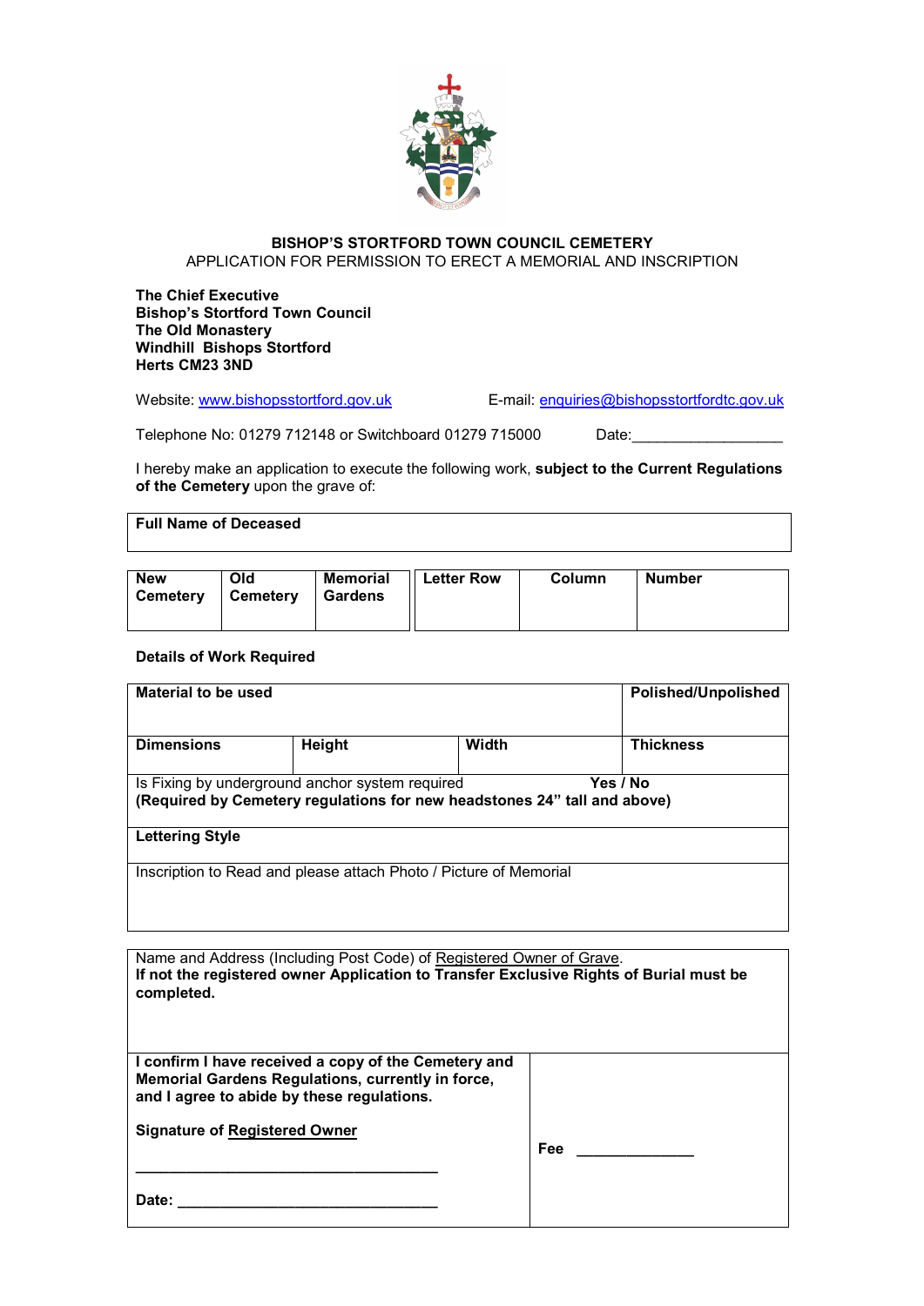**BISHOP'S STORTFORD TOWN COUNCIL CEMETERY**

APPLICATION FOR PERMISSION TO ERECT A MEMORIAL AND INSCRIPTION

**The Chief Executive**
**Bishop's Stortford Town Council**
**The Old Monastery**
**Windhill Bishops Stortford**
**Herts CM23 3ND**

Website: www.bishopsstortford.gov.uk E-mail: enquiries@bishopsstortfordtc.gov.uk

Telephone No: 01279 712148 or Switchboard 01279 715000 Date:__________________

I hereby make an application to execute the following work, **subject to the Current Regulations of the Cemetery** upon the grave of:

| **Full Name of Deceased** |
|---|
| |

| **New Cemetery** | **Old Cemetery** | **Memorial Gardens** | **Letter Row** | **Column** | **Number** |
|---|---|---|---|---|---|
| | | | | | |

**Details of Work Required**

| **Material to be used** | | | **Polished/Unpolished** |
|---|---|---|---|
| **Dimensions** | **Height** | **Width** | **Thickness** |
| Is Fixing by underground anchor system required **Yes / No** **(Required by Cemetery regulations for new headstones 24" tall and above)** | | | |
| **Lettering Style** | | | |
| Inscription to Read and please attach Photo / Picture of Memorial | | | |

| Name and Address (Including Post Code) of Registered Owner of Grave. **If not the registered owner Application to Transfer Exclusive Rights of Burial must be completed.** | |
|---|---|
| **I confirm I have received a copy of the Cemetery and Memorial Gardens Regulations, currently in force, and I agree to abide by these regulations.** **Signature of Registered Owner** ___________________________________ **Date:** ______________________________ | **Fee** ______________ |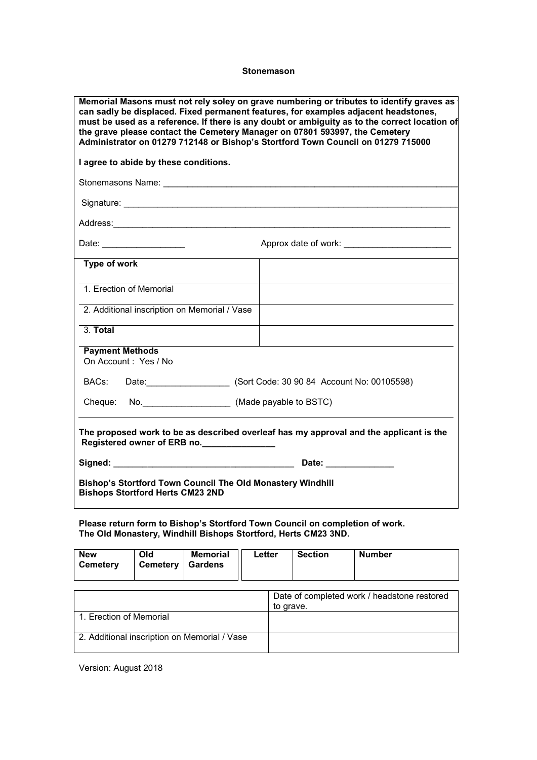**Stonemason**

**Memorial Masons must not rely soley on grave numbering or tributes to identify graves as they can sadly be displaced. Fixed permanent features, for examples adjacent headstones, must be used as a reference. If there is any doubt or ambiguity as to the correct location of the grave please contact the Cemetery Manager on 07801 593997, the Cemetery Administrator on 01279 712148 or Bishop's Stortford Town Council on 01279 715000**

**I agree to abide by these conditions.**

Stonemasons Name: ______________________________________________________________

Signature: ______________________________________________________________

Address: ______________________________________________________________

Date: _________________ Approx date of work: ______________________

| **Type of work** | |
|---|---|
| 1. Erection of Memorial | |
| 2. Additional inscription on Memorial / Vase | |
| 3. **Total** | |

**Payment Methods**
On Account : Yes / No

BACs: Date:_________________ (Sort Code: 30 90 84 Account No: 00105598)

Cheque: No.__________________ (Made payable to BSTC)

**The proposed work to be as described overleaf has my approval and the applicant is the Registered owner of ERB no.______________**

**Signed: ____________________________________ Date: ______________**

**Bishop's Stortford Town Council The Old Monastery Windhill**
**Bishops Stortford Herts CM23 2ND**

**Please return form to Bishop's Stortford Town Council on completion of work.**
**The Old Monastery, Windhill Bishops Stortford, Herts CM23 3ND.**

| **New Cemetery** | **Old Cemetery** | **Memorial Gardens** | **Letter** | **Section** | **Number** |
|---|---|---|---|---|---|
| | | | | | |

| | Date of completed work / headstone restored to grave. |
|---|---|
| 1. Erection of Memorial | |
| 2. Additional inscription on Memorial / Vase | |

Version: August 2018